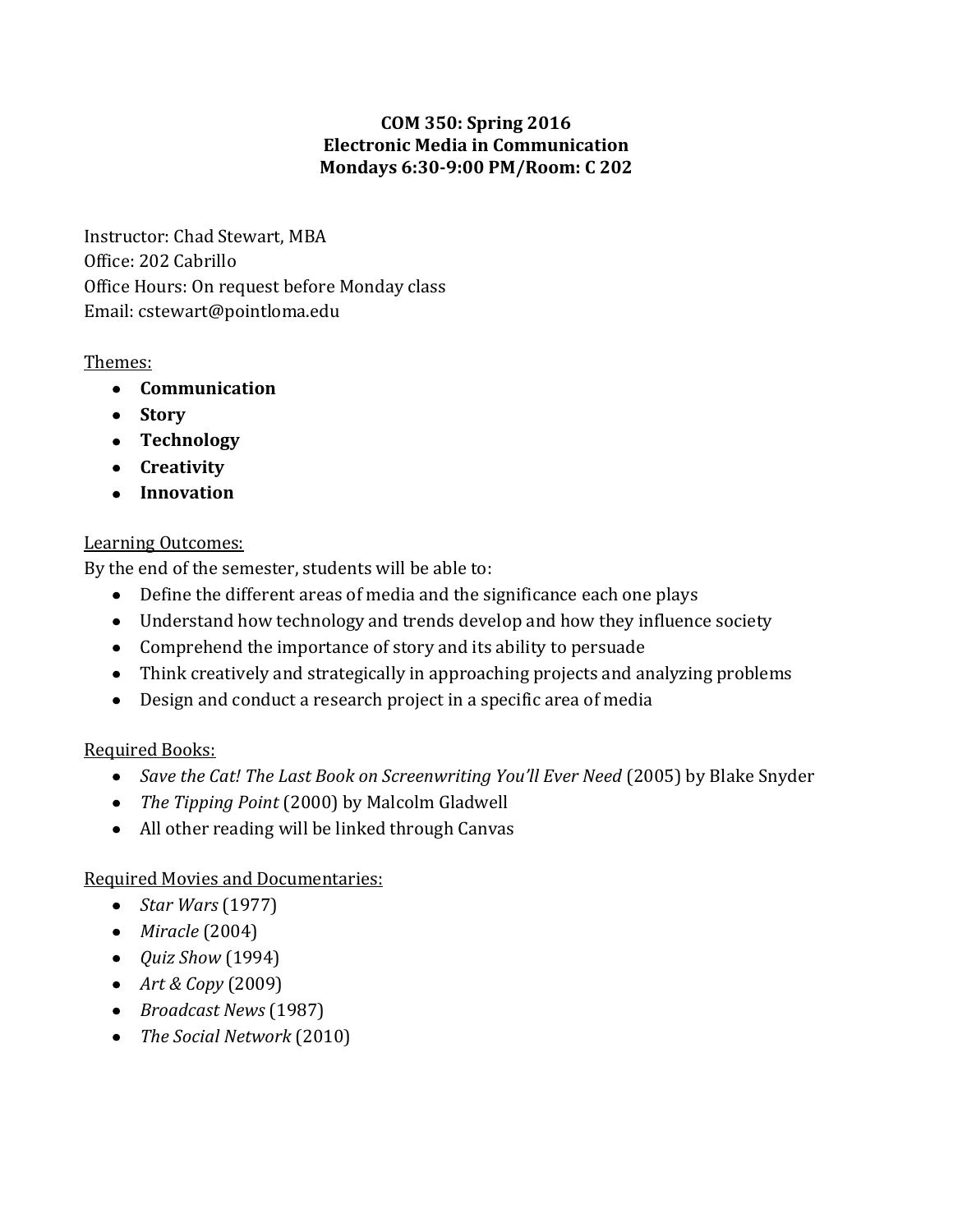**COM 350: Spring 2016**
**Electronic Media in Communication**
**Mondays 6:30-9:00 PM/Room: C 202**

Instructor: Chad Stewart, MBA
Office: 202 Cabrillo
Office Hours: On request before Monday class
Email: cstewart@pointloma.edu

Themes:

- **Communication**
- **Story**
- **Technology**
- **Creativity**
- **Innovation**

Learning Outcomes:
By the end of the semester, students will be able to:

- Define the different areas of media and the significance each one plays
- Understand how technology and trends develop and how they influence society
- Comprehend the importance of story and its ability to persuade
- Think creatively and strategically in approaching projects and analyzing problems
- Design and conduct a research project in a specific area of media

Required Books:

- *Save the Cat! The Last Book on Screenwriting You'll Ever Need* (2005) by Blake Snyder
- *The Tipping Point* (2000) by Malcolm Gladwell
- All other reading will be linked through Canvas

Required Movies and Documentaries:

- *Star Wars* (1977)
- *Miracle* (2004)
- *Quiz Show* (1994)
- *Art & Copy* (2009)
- *Broadcast News* (1987)
- *The Social Network* (2010)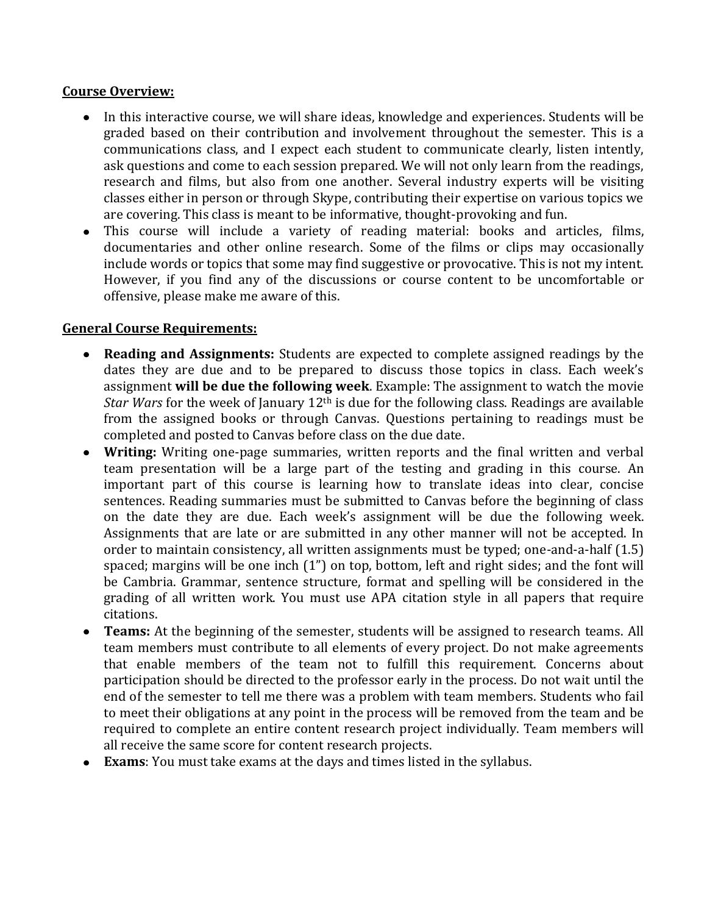**Course Overview:**

- In this interactive course, we will share ideas, knowledge and experiences. Students will be graded based on their contribution and involvement throughout the semester. This is a communications class, and I expect each student to communicate clearly, listen intently, ask questions and come to each session prepared. We will not only learn from the readings, research and films, but also from one another. Several industry experts will be visiting classes either in person or through Skype, contributing their expertise on various topics we are covering. This class is meant to be informative, thought-provoking and fun.
- This course will include a variety of reading material: books and articles, films, documentaries and other online research. Some of the films or clips may occasionally include words or topics that some may find suggestive or provocative. This is not my intent. However, if you find any of the discussions or course content to be uncomfortable or offensive, please make me aware of this.

**General Course Requirements:**

- **Reading and Assignments:** Students are expected to complete assigned readings by the dates they are due and to be prepared to discuss those topics in class. Each week's assignment **will be due the following week**. Example: The assignment to watch the movie *Star Wars* for the week of January 12th is due for the following class. Readings are available from the assigned books or through Canvas. Questions pertaining to readings must be completed and posted to Canvas before class on the due date.
- **Writing:** Writing one-page summaries, written reports and the final written and verbal team presentation will be a large part of the testing and grading in this course. An important part of this course is learning how to translate ideas into clear, concise sentences. Reading summaries must be submitted to Canvas before the beginning of class on the date they are due. Each week's assignment will be due the following week. Assignments that are late or are submitted in any other manner will not be accepted. In order to maintain consistency, all written assignments must be typed; one-and-a-half (1.5) spaced; margins will be one inch (1") on top, bottom, left and right sides; and the font will be Cambria. Grammar, sentence structure, format and spelling will be considered in the grading of all written work. You must use APA citation style in all papers that require citations.
- **Teams:** At the beginning of the semester, students will be assigned to research teams. All team members must contribute to all elements of every project. Do not make agreements that enable members of the team not to fulfill this requirement. Concerns about participation should be directed to the professor early in the process. Do not wait until the end of the semester to tell me there was a problem with team members. Students who fail to meet their obligations at any point in the process will be removed from the team and be required to complete an entire content research project individually. Team members will all receive the same score for content research projects.
- **Exams**: You must take exams at the days and times listed in the syllabus.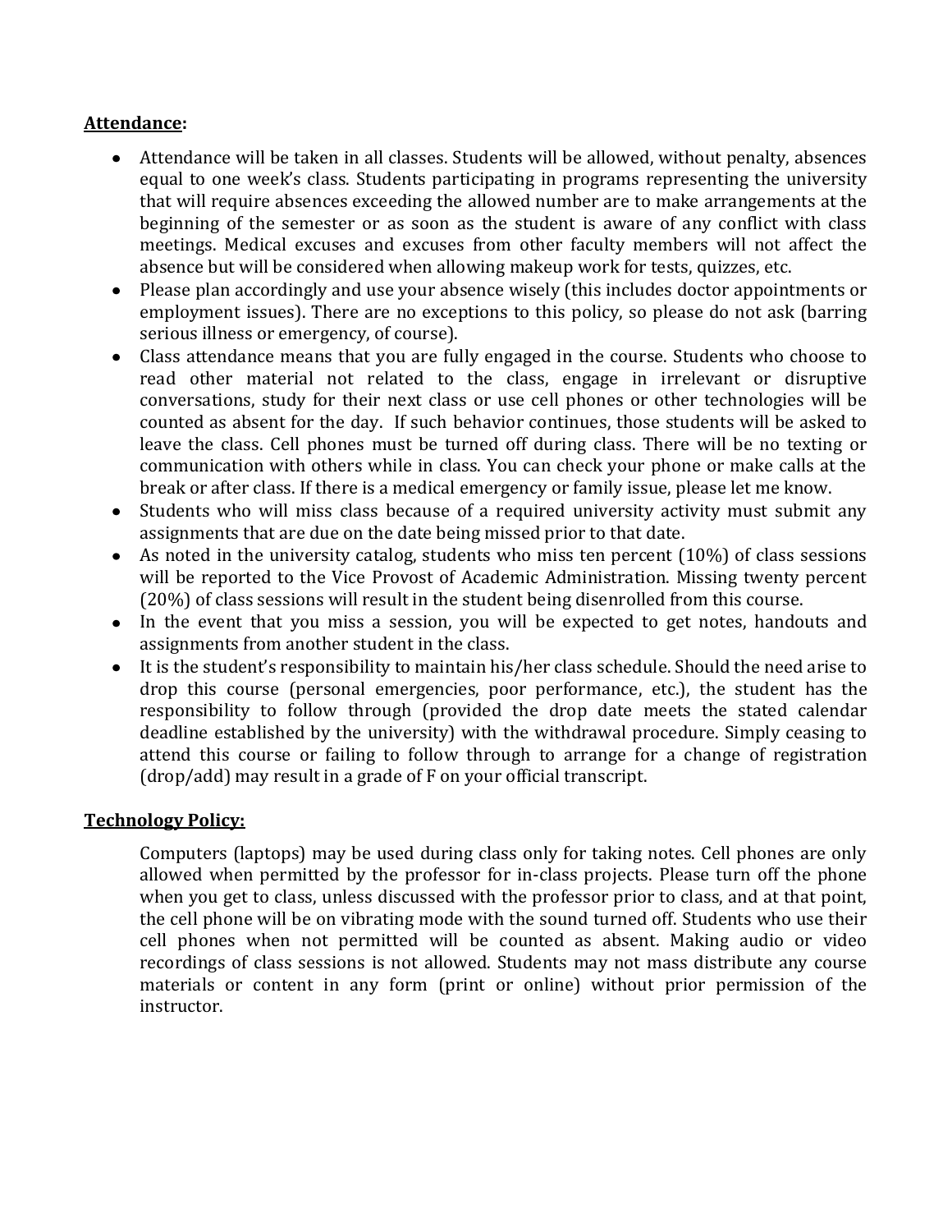**Attendance:**

- Attendance will be taken in all classes. Students will be allowed, without penalty, absences equal to one week's class. Students participating in programs representing the university that will require absences exceeding the allowed number are to make arrangements at the beginning of the semester or as soon as the student is aware of any conflict with class meetings. Medical excuses and excuses from other faculty members will not affect the absence but will be considered when allowing makeup work for tests, quizzes, etc.
- Please plan accordingly and use your absence wisely (this includes doctor appointments or employment issues). There are no exceptions to this policy, so please do not ask (barring serious illness or emergency, of course).
- Class attendance means that you are fully engaged in the course. Students who choose to read other material not related to the class, engage in irrelevant or disruptive conversations, study for their next class or use cell phones or other technologies will be counted as absent for the day. If such behavior continues, those students will be asked to leave the class. Cell phones must be turned off during class. There will be no texting or communication with others while in class. You can check your phone or make calls at the break or after class. If there is a medical emergency or family issue, please let me know.
- Students who will miss class because of a required university activity must submit any assignments that are due on the date being missed prior to that date.
- As noted in the university catalog, students who miss ten percent (10%) of class sessions will be reported to the Vice Provost of Academic Administration. Missing twenty percent (20%) of class sessions will result in the student being disenrolled from this course.
- In the event that you miss a session, you will be expected to get notes, handouts and assignments from another student in the class.
- It is the student's responsibility to maintain his/her class schedule. Should the need arise to drop this course (personal emergencies, poor performance, etc.), the student has the responsibility to follow through (provided the drop date meets the stated calendar deadline established by the university) with the withdrawal procedure. Simply ceasing to attend this course or failing to follow through to arrange for a change of registration (drop/add) may result in a grade of F on your official transcript.

**Technology Policy:**

Computers (laptops) may be used during class only for taking notes. Cell phones are only allowed when permitted by the professor for in-class projects. Please turn off the phone when you get to class, unless discussed with the professor prior to class, and at that point, the cell phone will be on vibrating mode with the sound turned off. Students who use their cell phones when not permitted will be counted as absent. Making audio or video recordings of class sessions is not allowed. Students may not mass distribute any course materials or content in any form (print or online) without prior permission of the instructor.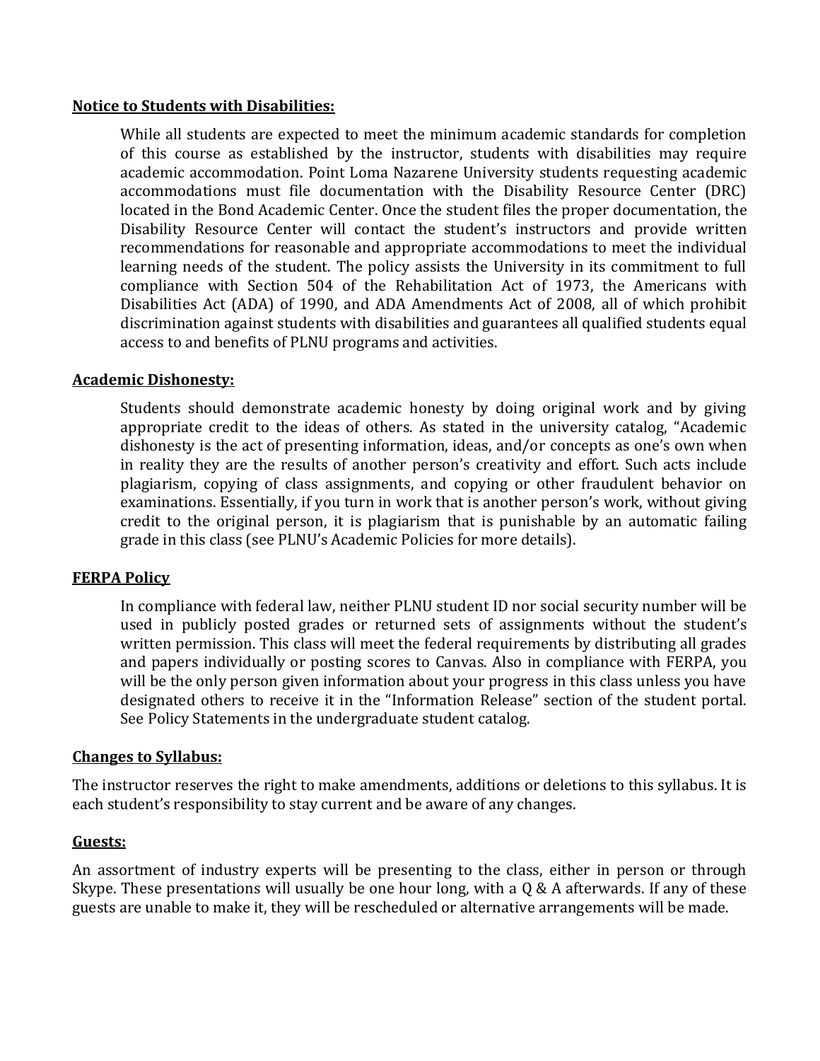**Notice to Students with Disabilities:**

While all students are expected to meet the minimum academic standards for completion of this course as established by the instructor, students with disabilities may require academic accommodation. Point Loma Nazarene University students requesting academic accommodations must file documentation with the Disability Resource Center (DRC) located in the Bond Academic Center. Once the student files the proper documentation, the Disability Resource Center will contact the student's instructors and provide written recommendations for reasonable and appropriate accommodations to meet the individual learning needs of the student. The policy assists the University in its commitment to full compliance with Section 504 of the Rehabilitation Act of 1973, the Americans with Disabilities Act (ADA) of 1990, and ADA Amendments Act of 2008, all of which prohibit discrimination against students with disabilities and guarantees all qualified students equal access to and benefits of PLNU programs and activities.

**Academic Dishonesty:**

Students should demonstrate academic honesty by doing original work and by giving appropriate credit to the ideas of others. As stated in the university catalog, "Academic dishonesty is the act of presenting information, ideas, and/or concepts as one's own when in reality they are the results of another person's creativity and effort. Such acts include plagiarism, copying of class assignments, and copying or other fraudulent behavior on examinations. Essentially, if you turn in work that is another person's work, without giving credit to the original person, it is plagiarism that is punishable by an automatic failing grade in this class (see PLNU's Academic Policies for more details).

**FERPA Policy**

In compliance with federal law, neither PLNU student ID nor social security number will be used in publicly posted grades or returned sets of assignments without the student's written permission. This class will meet the federal requirements by distributing all grades and papers individually or posting scores to Canvas. Also in compliance with FERPA, you will be the only person given information about your progress in this class unless you have designated others to receive it in the "Information Release" section of the student portal. See Policy Statements in the undergraduate student catalog.

**Changes to Syllabus:**

The instructor reserves the right to make amendments, additions or deletions to this syllabus. It is each student's responsibility to stay current and be aware of any changes.

**Guests:**

An assortment of industry experts will be presenting to the class, either in person or through Skype. These presentations will usually be one hour long, with a Q & A afterwards. If any of these guests are unable to make it, they will be rescheduled or alternative arrangements will be made.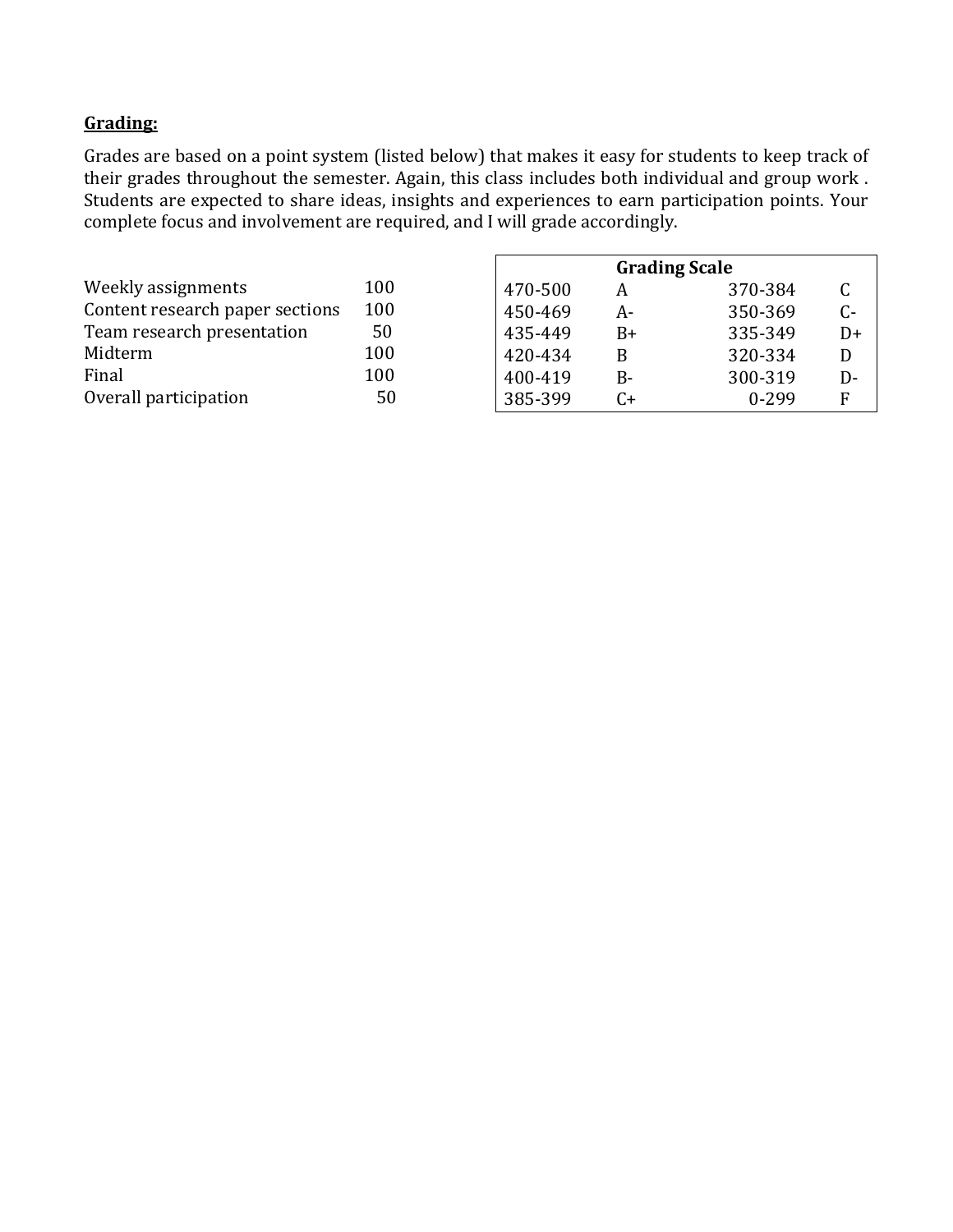**Grading:**

Grades are based on a point system (listed below) that makes it easy for students to keep track of their grades throughout the semester. Again, this class includes both individual and group work . Students are expected to share ideas, insights and experiences to earn participation points. Your complete focus and involvement are required, and I will grade accordingly.

| | |
|---|---|
| Weekly assignments | 100 |
| Content research paper sections | 100 |
| Team research presentation | 50 |
| Midterm | 100 |
| Final | 100 |
| Overall participation | 50 |

**Grading Scale**

| | | | |
|---|---|---|---|
| 470-500 | A | 370-384 | C |
| 450-469 | A- | 350-369 | C- |
| 435-449 | B+ | 335-349 | D+ |
| 420-434 | B | 320-334 | D |
| 400-419 | B- | 300-319 | D- |
| 385-399 | C+ | 0-299 | F |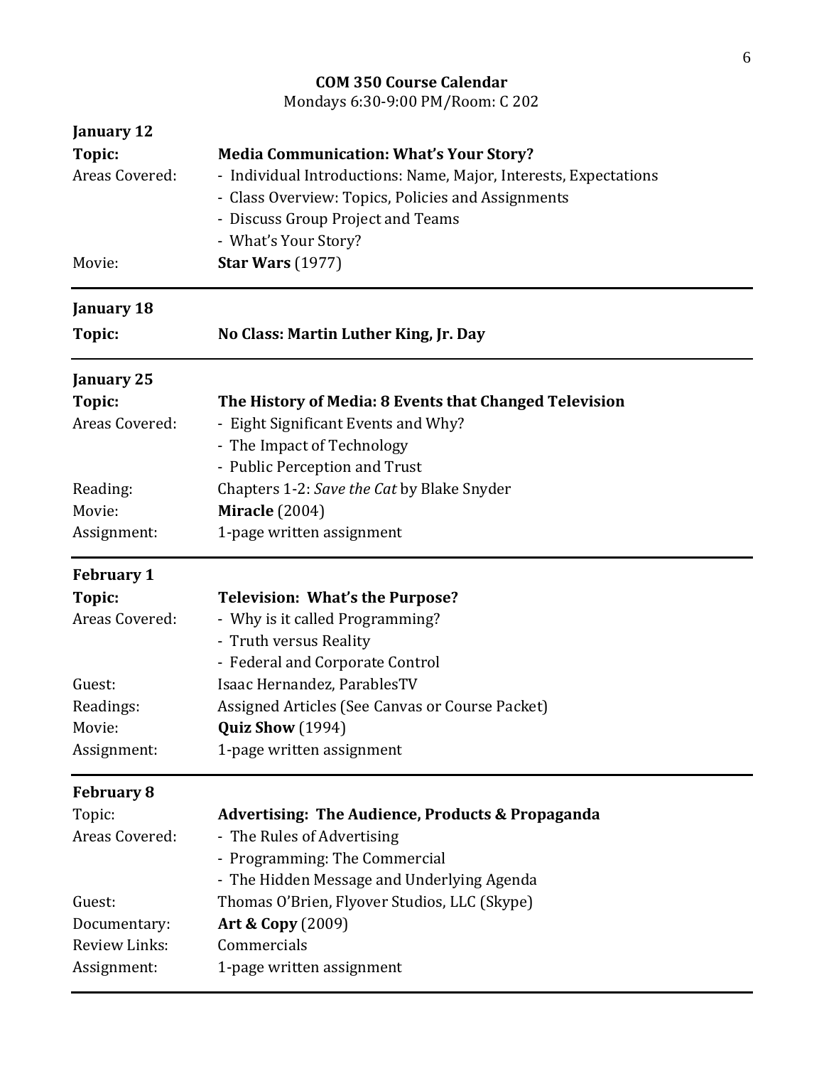## COM 350 Course Calendar

Mondays 6:30-9:00 PM/Room: C 202

**January 12**

**Topic:** **Media Communication: What's Your Story?**

Areas Covered:
- Individual Introductions: Name, Major, Interests, Expectations
- Class Overview: Topics, Policies and Assignments
- Discuss Group Project and Teams
- What's Your Story?

Movie: **Star Wars** (1977)

---

**January 18**

**Topic:** **No Class: Martin Luther King, Jr. Day**

---

**January 25**

**Topic:** **The History of Media: 8 Events that Changed Television**

Areas Covered:
- Eight Significant Events and Why?
- The Impact of Technology
- Public Perception and Trust

Reading: Chapters 1-2: *Save the Cat* by Blake Snyder

Movie: **Miracle** (2004)

Assignment: 1-page written assignment

---

**February 1**

**Topic:** **Television: What's the Purpose?**

Areas Covered:
- Why is it called Programming?
- Truth versus Reality
- Federal and Corporate Control

Guest: Isaac Hernandez, ParablesTV

Readings: Assigned Articles (See Canvas or Course Packet)

Movie: **Quiz Show** (1994)

Assignment: 1-page written assignment

---

**February 8**

Topic: **Advertising: The Audience, Products & Propaganda**

Areas Covered:
- The Rules of Advertising
- Programming: The Commercial
- The Hidden Message and Underlying Agenda

Guest: Thomas O'Brien, Flyover Studios, LLC (Skype)

Documentary: **Art & Copy** (2009)

Review Links: Commercials

Assignment: 1-page written assignment

---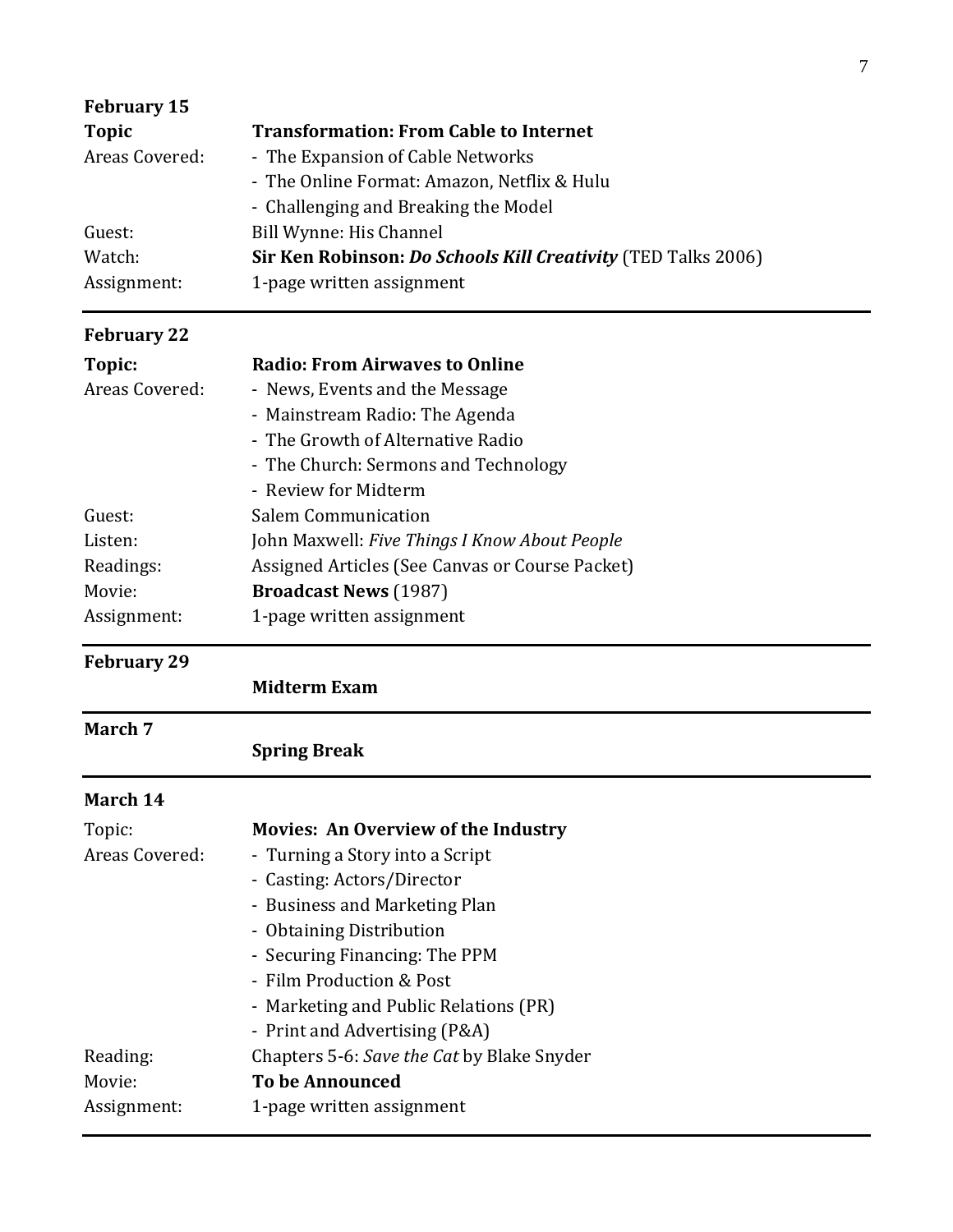**February 15**

| | |
|---|---|
| **Topic** | **Transformation: From Cable to Internet** |
| Areas Covered: | - The Expansion of Cable Networks<br>- The Online Format: Amazon, Netflix & Hulu<br>- Challenging and Breaking the Model |
| Guest: | Bill Wynne: His Channel |
| Watch: | **Sir Ken Robinson: *Do Schools Kill Creativity*** (TED Talks 2006) |
| Assignment: | 1-page written assignment |

---

**February 22**

| | |
|---|---|
| **Topic:** | **Radio: From Airwaves to Online** |
| Areas Covered: | - News, Events and the Message<br>- Mainstream Radio: The Agenda<br>- The Growth of Alternative Radio<br>- The Church: Sermons and Technology<br>- Review for Midterm |
| Guest: | Salem Communication |
| Listen: | John Maxwell: *Five Things I Know About People* |
| Readings: | Assigned Articles (See Canvas or Course Packet) |
| Movie: | **Broadcast News** (1987) |
| Assignment: | 1-page written assignment |

---

**February 29**

**Midterm Exam**

---

**March 7**

**Spring Break**

---

**March 14**

| | |
|---|---|
| Topic: | **Movies: An Overview of the Industry** |
| Areas Covered: | - Turning a Story into a Script<br>- Casting: Actors/Director<br>- Business and Marketing Plan<br>- Obtaining Distribution<br>- Securing Financing: The PPM<br>- Film Production & Post<br>- Marketing and Public Relations (PR)<br>- Print and Advertising (P&A) |
| Reading: | Chapters 5-6: *Save the Cat* by Blake Snyder |
| Movie: | **To be Announced** |
| Assignment: | 1-page written assignment |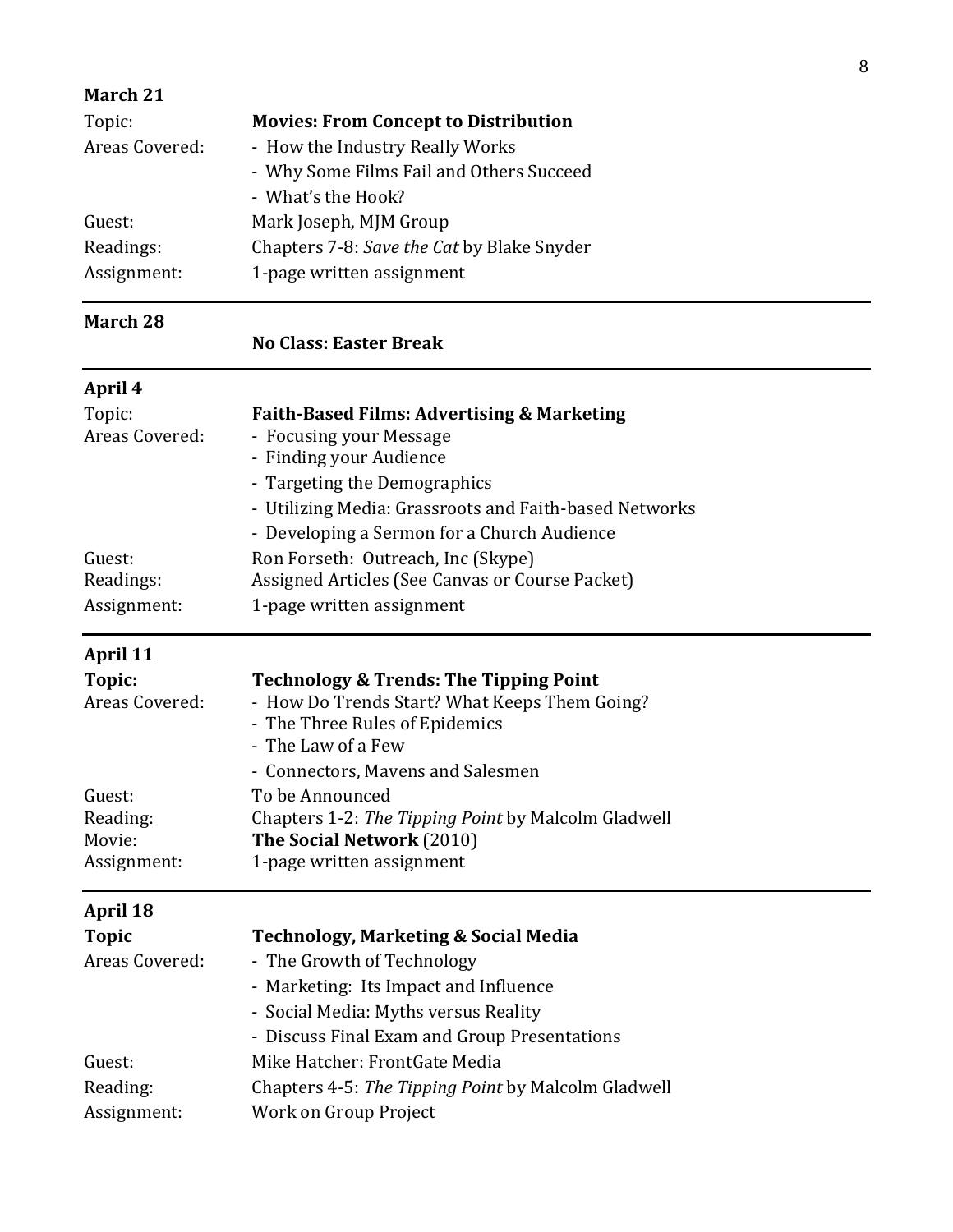**March 21**

| | |
|---|---|
| Topic: | **Movies: From Concept to Distribution** |
| Areas Covered: | - How the Industry Really Works<br>- Why Some Films Fail and Others Succeed<br>- What's the Hook? |
| Guest: | Mark Joseph, MJM Group |
| Readings: | Chapters 7-8: *Save the Cat* by Blake Snyder |
| Assignment: | 1-page written assignment |

---

**March 28**

**No Class: Easter Break**

---

**April 4**

| | |
|---|---|
| Topic: | **Faith-Based Films: Advertising & Marketing** |
| Areas Covered: | - Focusing your Message<br>- Finding your Audience<br>- Targeting the Demographics<br>- Utilizing Media: Grassroots and Faith-based Networks<br>- Developing a Sermon for a Church Audience |
| Guest: | Ron Forseth: Outreach, Inc (Skype) |
| Readings: | Assigned Articles (See Canvas or Course Packet) |
| Assignment: | 1-page written assignment |

---

**April 11**

| | |
|---|---|
| **Topic:** | **Technology & Trends: The Tipping Point** |
| Areas Covered: | - How Do Trends Start? What Keeps Them Going?<br>- The Three Rules of Epidemics<br>- The Law of a Few<br>- Connectors, Mavens and Salesmen |
| Guest: | To be Announced |
| Reading: | Chapters 1-2: *The Tipping Point* by Malcolm Gladwell |
| Movie: | **The Social Network** (2010) |
| Assignment: | 1-page written assignment |

---

**April 18**

| | |
|---|---|
| **Topic** | **Technology, Marketing & Social Media** |
| Areas Covered: | - The Growth of Technology<br>- Marketing: Its Impact and Influence<br>- Social Media: Myths versus Reality<br>- Discuss Final Exam and Group Presentations |
| Guest: | Mike Hatcher: FrontGate Media |
| Reading: | Chapters 4-5: *The Tipping Point* by Malcolm Gladwell |
| Assignment: | Work on Group Project |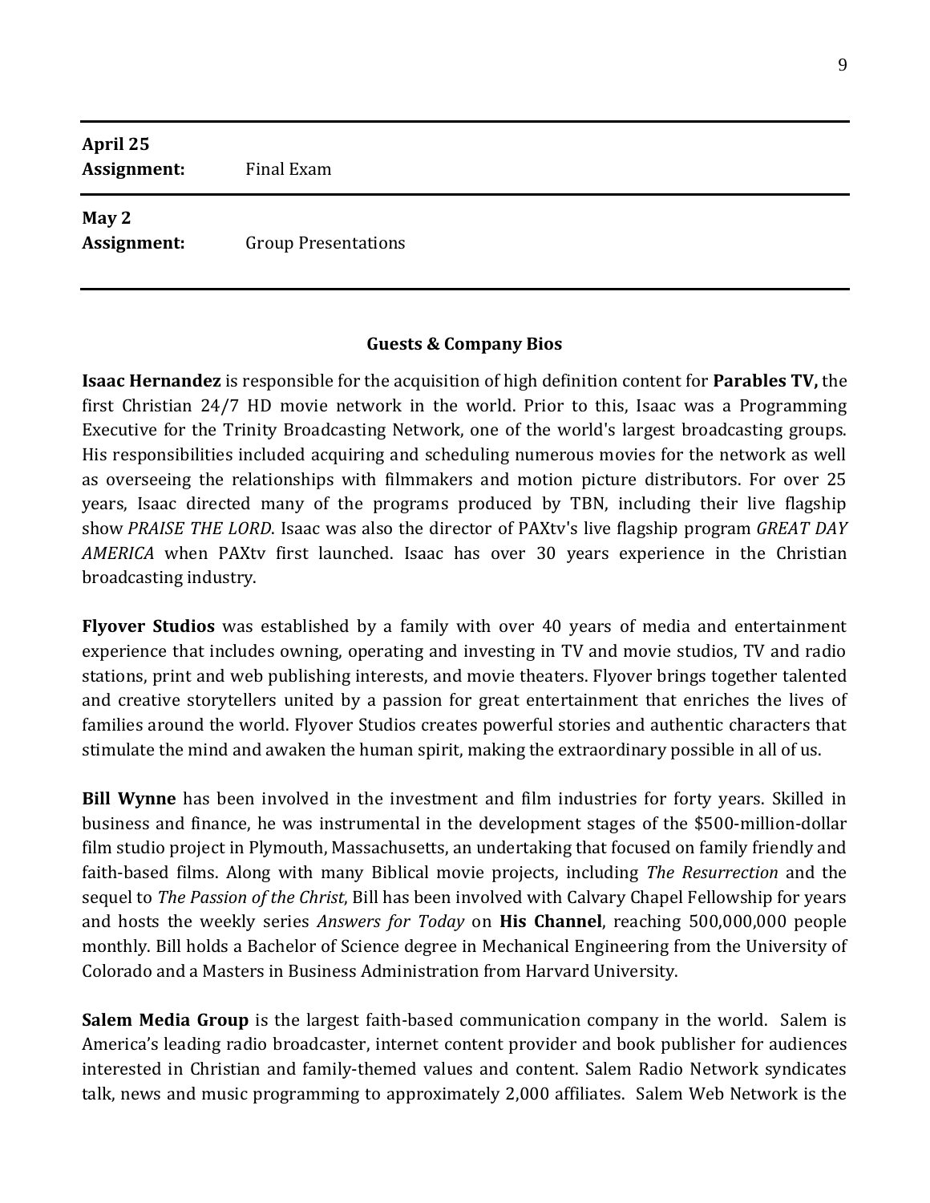**April 25**
**Assignment:** Final Exam

---

**May 2**
**Assignment:** Group Presentations

---

### Guests & Company Bios

**Isaac Hernandez** is responsible for the acquisition of high definition content for **Parables TV,** the first Christian 24/7 HD movie network in the world. Prior to this, Isaac was a Programming Executive for the Trinity Broadcasting Network, one of the world's largest broadcasting groups. His responsibilities included acquiring and scheduling numerous movies for the network as well as overseeing the relationships with filmmakers and motion picture distributors. For over 25 years, Isaac directed many of the programs produced by TBN, including their live flagship show *PRAISE THE LORD*. Isaac was also the director of PAXtv's live flagship program *GREAT DAY AMERICA* when PAXtv first launched. Isaac has over 30 years experience in the Christian broadcasting industry.

**Flyover Studios** was established by a family with over 40 years of media and entertainment experience that includes owning, operating and investing in TV and movie studios, TV and radio stations, print and web publishing interests, and movie theaters. Flyover brings together talented and creative storytellers united by a passion for great entertainment that enriches the lives of families around the world. Flyover Studios creates powerful stories and authentic characters that stimulate the mind and awaken the human spirit, making the extraordinary possible in all of us.

**Bill Wynne** has been involved in the investment and film industries for forty years. Skilled in business and finance, he was instrumental in the development stages of the $500-million-dollar film studio project in Plymouth, Massachusetts, an undertaking that focused on family friendly and faith-based films. Along with many Biblical movie projects, including *The Resurrection* and the sequel to *The Passion of the Christ*, Bill has been involved with Calvary Chapel Fellowship for years and hosts the weekly series *Answers for Today* on **His Channel**, reaching 500,000,000 people monthly. Bill holds a Bachelor of Science degree in Mechanical Engineering from the University of Colorado and a Masters in Business Administration from Harvard University.

**Salem Media Group** is the largest faith-based communication company in the world. Salem is America's leading radio broadcaster, internet content provider and book publisher for audiences interested in Christian and family-themed values and content. Salem Radio Network syndicates talk, news and music programming to approximately 2,000 affiliates. Salem Web Network is the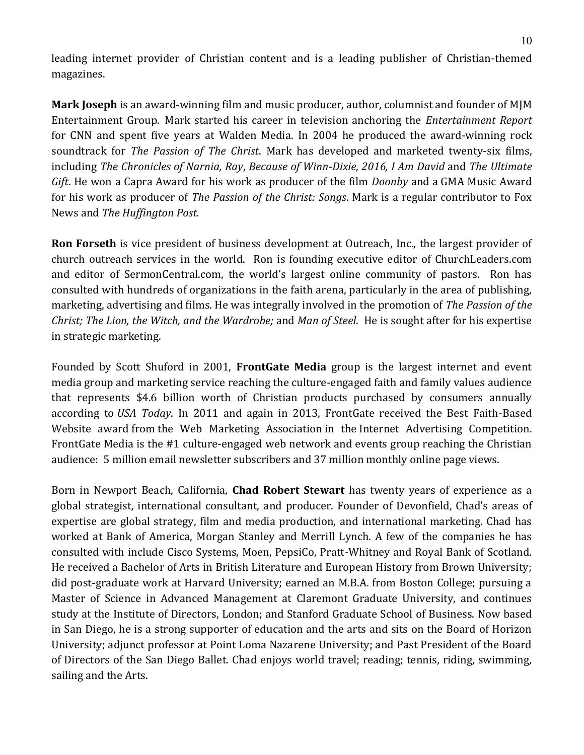leading internet provider of Christian content and is a leading publisher of Christian-themed magazines.

**Mark Joseph** is an award-winning film and music producer, author, columnist and founder of MJM Entertainment Group. Mark started his career in television anchoring the *Entertainment Report* for CNN and spent five years at Walden Media. In 2004 he produced the award-winning rock soundtrack for *The Passion of The Christ*. Mark has developed and marketed twenty-six films, including *The Chronicles of Narnia, Ray*, *Because of Winn-Dixie, 2016, I Am David* and *The Ultimate Gift*. He won a Capra Award for his work as producer of the film *Doonby* and a GMA Music Award for his work as producer of *The Passion of the Christ: Songs*. Mark is a regular contributor to Fox News and *The Huffington Post.*

**Ron Forseth** is vice president of business development at Outreach, Inc., the largest provider of church outreach services in the world. Ron is founding executive editor of ChurchLeaders.com and editor of SermonCentral.com, the world's largest online community of pastors. Ron has consulted with hundreds of organizations in the faith arena, particularly in the area of publishing, marketing, advertising and films. He was integrally involved in the promotion of *The Passion of the Christ; The Lion, the Witch, and the Wardrobe;* and *Man of Steel*. He is sought after for his expertise in strategic marketing.

Founded by Scott Shuford in 2001, **FrontGate Media** group is the largest internet and event media group and marketing service reaching the culture-engaged faith and family values audience that represents $4.6 billion worth of Christian products purchased by consumers annually according to *USA Today*. In 2011 and again in 2013, FrontGate received the Best Faith-Based Website award from the Web Marketing Association in the Internet Advertising Competition. FrontGate Media is the #1 culture-engaged web network and events group reaching the Christian audience: 5 million email newsletter subscribers and 37 million monthly online page views.

Born in Newport Beach, California, **Chad Robert Stewart** has twenty years of experience as a global strategist, international consultant, and producer. Founder of Devonfield, Chad's areas of expertise are global strategy, film and media production, and international marketing. Chad has worked at Bank of America, Morgan Stanley and Merrill Lynch. A few of the companies he has consulted with include Cisco Systems, Moen, PepsiCo, Pratt-Whitney and Royal Bank of Scotland. He received a Bachelor of Arts in British Literature and European History from Brown University; did post-graduate work at Harvard University; earned an M.B.A. from Boston College; pursuing a Master of Science in Advanced Management at Claremont Graduate University, and continues study at the Institute of Directors, London; and Stanford Graduate School of Business. Now based in San Diego, he is a strong supporter of education and the arts and sits on the Board of Horizon University; adjunct professor at Point Loma Nazarene University; and Past President of the Board of Directors of the San Diego Ballet. Chad enjoys world travel; reading; tennis, riding, swimming, sailing and the Arts.